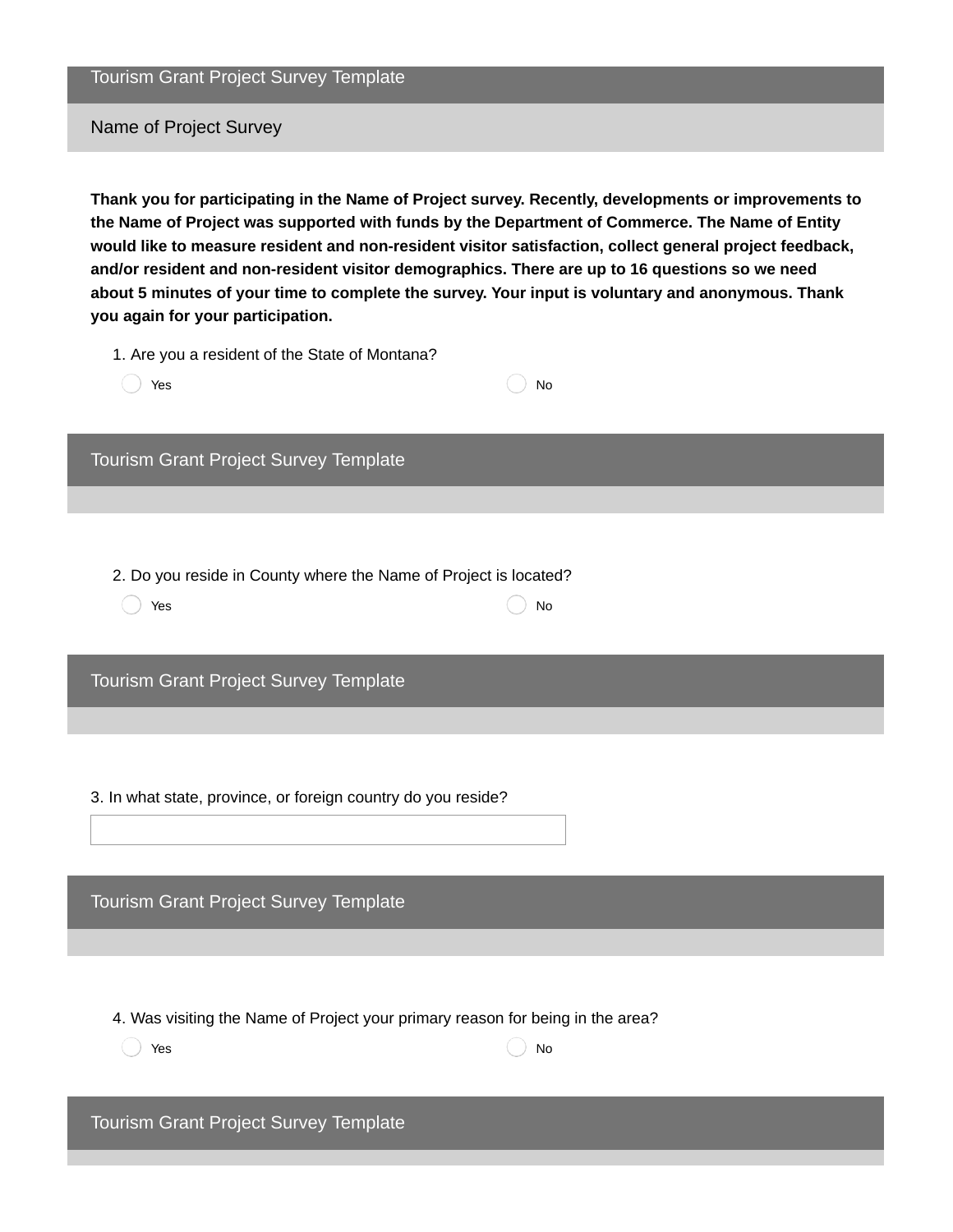# Tourism Grant Project Survey Template

## Name of Project Survey

**Thank you for participating in the Name of Project survey. Recently, developments or improvements to the Name of Project was supported with funds by the Department of Commerce. The Name of Entity would like to measure resident and non-resident visitor satisfaction, collect general project feedback, and/or resident and non-resident visitor demographics. There are up to 16 questions so we need about 5 minutes of your time to complete the survey. Your input is voluntary and anonymous. Thank you again for your participation.**

1. Are you a resident of the State of Montana?

- Yes
- No

# Tourism Grant Project Survey Template

2. Do you reside in County where the Name of Project is located?

- Yes
- No

# Tourism Grant Project Survey Template

3. In what state, province, or foreign country do you reside?

____________________

# Tourism Grant Project Survey Template

4. Was visiting the Name of Project your primary reason for being in the area?

- Yes
- No

# Tourism Grant Project Survey Template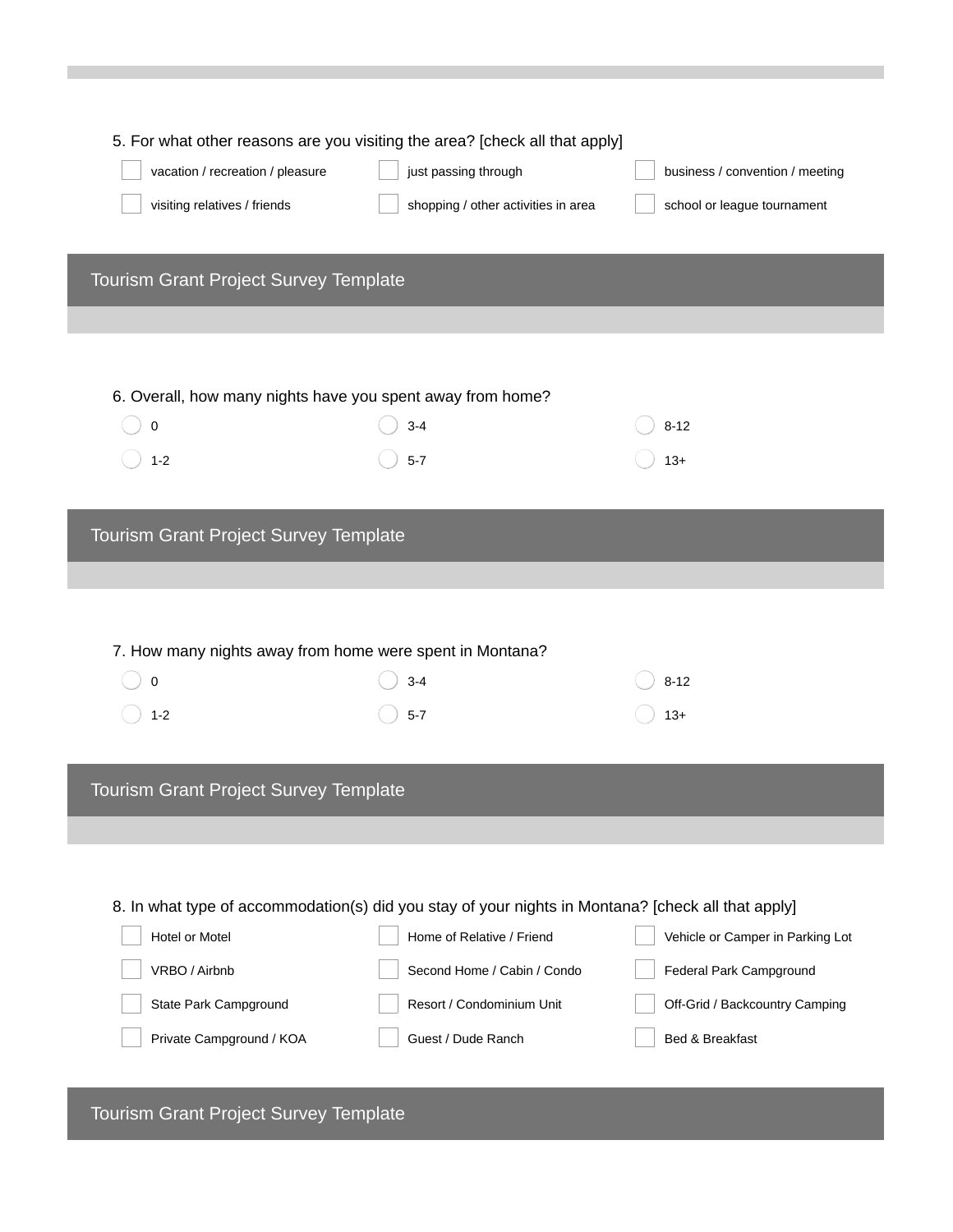5. For what other reasons are you visiting the area? [check all that apply]

- ☐ vacation / recreation / pleasure
- ☐ just passing through
- ☐ business / convention / meeting
- ☐ visiting relatives / friends
- ☐ shopping / other activities in area
- ☐ school or league tournament

## Tourism Grant Project Survey Template

6. Overall, how many nights have you spent away from home?

- ○ 0
- ○ 3-4
- ○ 8-12
- ○ 1-2
- ○ 5-7
- ○ 13+

## Tourism Grant Project Survey Template

7. How many nights away from home were spent in Montana?

- ○ 0
- ○ 3-4
- ○ 8-12
- ○ 1-2
- ○ 5-7
- ○ 13+

## Tourism Grant Project Survey Template

8. In what type of accommodation(s) did you stay of your nights in Montana? [check all that apply]

- ☐ Hotel or Motel
- ☐ Home of Relative / Friend
- ☐ Vehicle or Camper in Parking Lot
- ☐ VRBO / Airbnb
- ☐ Second Home / Cabin / Condo
- ☐ Federal Park Campground
- ☐ State Park Campground
- ☐ Resort / Condominium Unit
- ☐ Off-Grid / Backcountry Camping
- ☐ Private Campground / KOA
- ☐ Guest / Dude Ranch
- ☐ Bed & Breakfast

## Tourism Grant Project Survey Template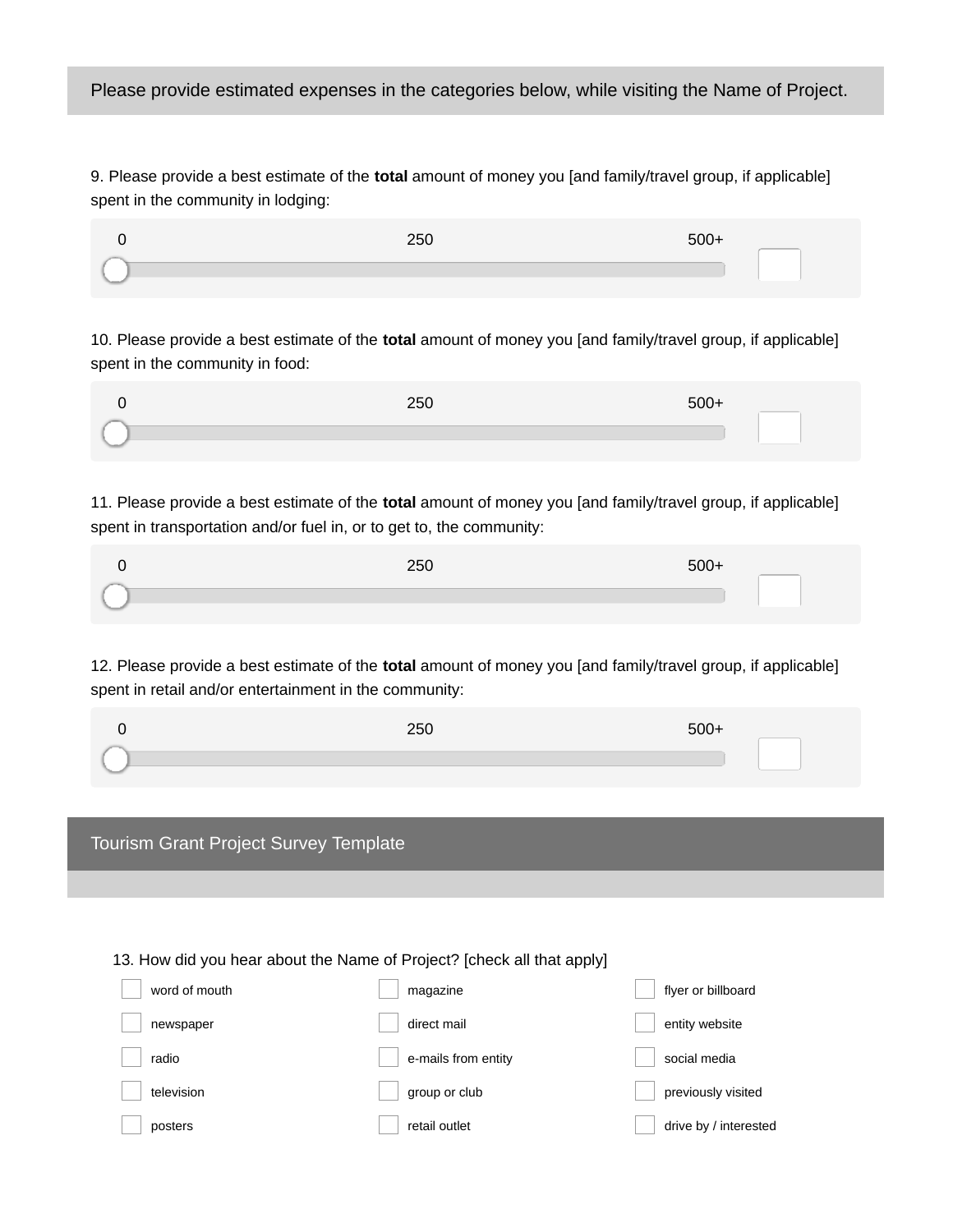Please provide estimated expenses in the categories below, while visiting the Name of Project.

9. Please provide a best estimate of the **total** amount of money you [and family/travel group, if applicable] spent in the community in lodging:

0 250 500+

10. Please provide a best estimate of the **total** amount of money you [and family/travel group, if applicable] spent in the community in food:

0 250 500+

11. Please provide a best estimate of the **total** amount of money you [and family/travel group, if applicable] spent in transportation and/or fuel in, or to get to, the community:

0 250 500+

12. Please provide a best estimate of the **total** amount of money you [and family/travel group, if applicable] spent in retail and/or entertainment in the community:

0 250 500+

## Tourism Grant Project Survey Template

13. How did you hear about the Name of Project? [check all that apply]

- ☐ word of mouth
- ☐ magazine
- ☐ flyer or billboard
- ☐ newspaper
- ☐ direct mail
- ☐ entity website
- ☐ radio
- ☐ e-mails from entity
- ☐ social media
- ☐ television
- ☐ group or club
- ☐ previously visited
- ☐ posters
- ☐ retail outlet
- ☐ drive by / interested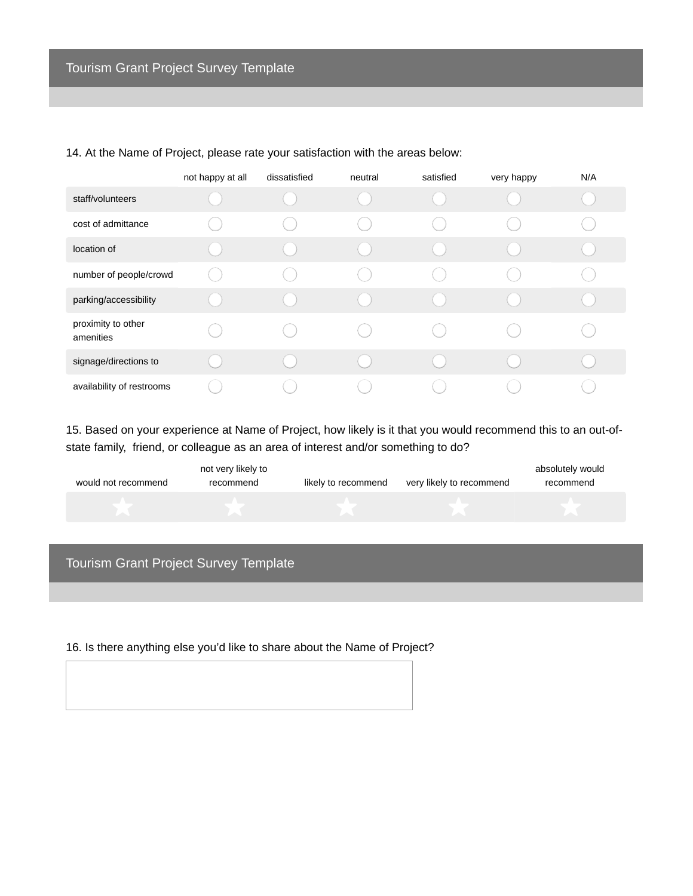## Tourism Grant Project Survey Template

14. At the Name of Project, please rate your satisfaction with the areas below:

| | not happy at all | dissatisfied | neutral | satisfied | very happy | N/A |
|---|---|---|---|---|---|---|
| staff/volunteers | ◯ | ◯ | ◯ | ◯ | ◯ | ◯ |
| cost of admittance | ◯ | ◯ | ◯ | ◯ | ◯ | ◯ |
| location of | ◯ | ◯ | ◯ | ◯ | ◯ | ◯ |
| number of people/crowd | ◯ | ◯ | ◯ | ◯ | ◯ | ◯ |
| parking/accessibility | ◯ | ◯ | ◯ | ◯ | ◯ | ◯ |
| proximity to other amenities | ◯ | ◯ | ◯ | ◯ | ◯ | ◯ |
| signage/directions to | ◯ | ◯ | ◯ | ◯ | ◯ | ◯ |
| availability of restrooms | ◯ | ◯ | ◯ | ◯ | ◯ | ◯ |

15. Based on your experience at Name of Project, how likely is it that you would recommend this to an out-of-state family, friend, or colleague as an area of interest and/or something to do?

| would not recommend | not very likely to recommend | likely to recommend | very likely to recommend | absolutely would recommend |
|---|---|---|---|---|
| ★ | ★ | ★ | ★ | ★ |

## Tourism Grant Project Survey Template

16. Is there anything else you'd like to share about the Name of Project?